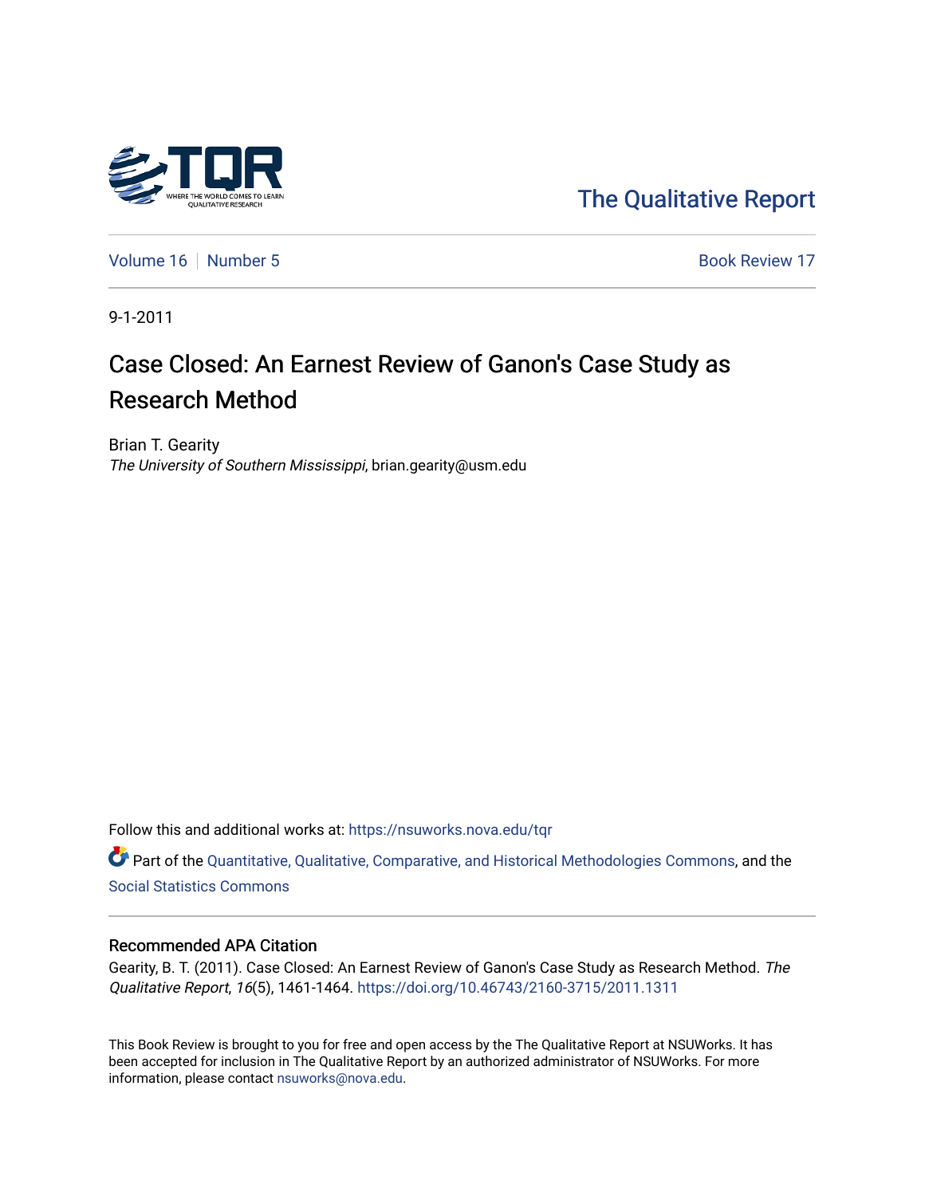The Qualitative Report

Volume 16 | Number 5 | Book Review 17

9-1-2011

# Case Closed: An Earnest Review of Ganon's Case Study as Research Method

Brian T. Gearity
*The University of Southern Mississippi*, brian.gearity@usm.edu

Follow this and additional works at: https://nsuworks.nova.edu/tqr

Part of the Quantitative, Qualitative, Comparative, and Historical Methodologies Commons, and the Social Statistics Commons

## Recommended APA Citation

Gearity, B. T. (2011). Case Closed: An Earnest Review of Ganon's Case Study as Research Method. *The Qualitative Report*, *16*(5), 1461-1464. https://doi.org/10.46743/2160-3715/2011.1311

This Book Review is brought to you for free and open access by the The Qualitative Report at NSUWorks. It has been accepted for inclusion in The Qualitative Report by an authorized administrator of NSUWorks. For more information, please contact nsuworks@nova.edu.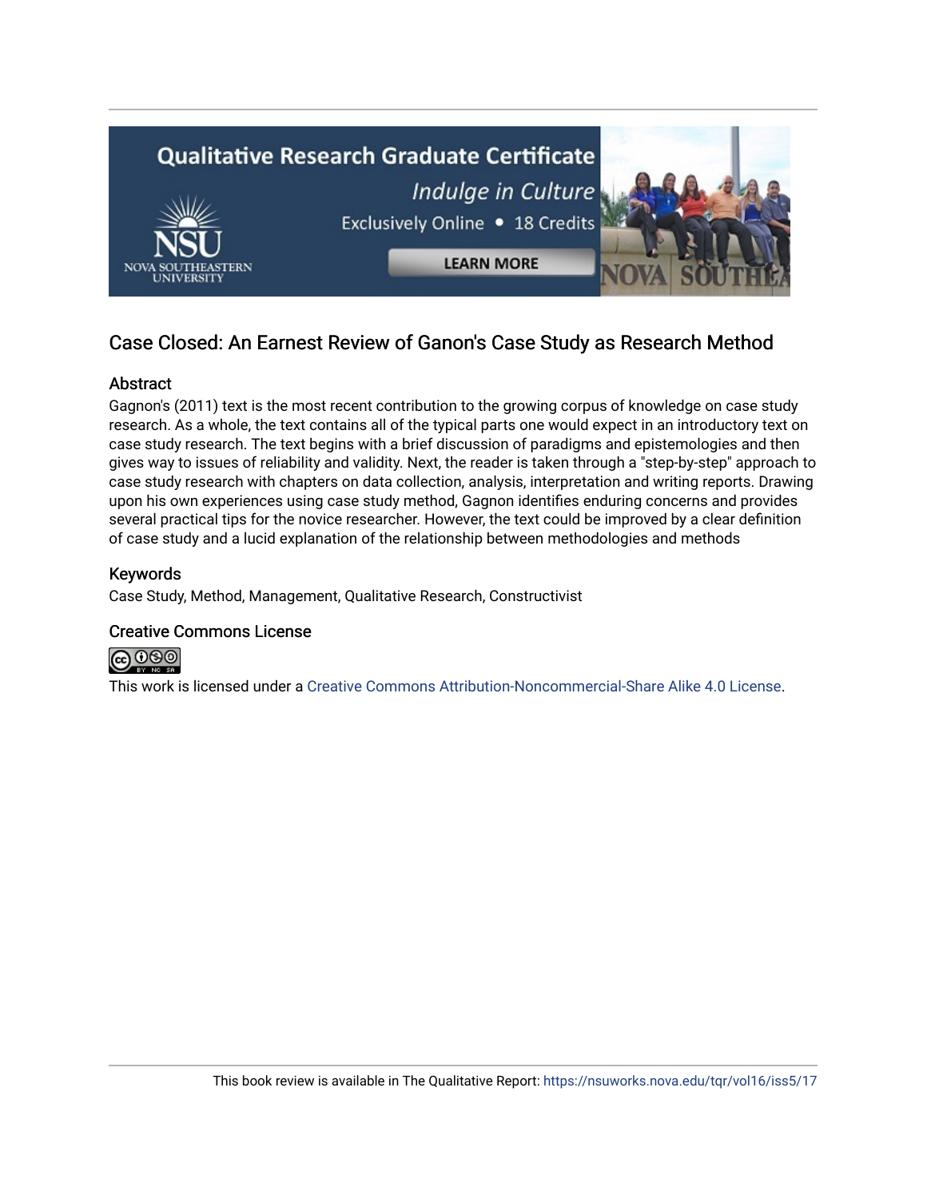## Case Closed: An Earnest Review of Ganon's Case Study as Research Method

### Abstract

Gagnon's (2011) text is the most recent contribution to the growing corpus of knowledge on case study research. As a whole, the text contains all of the typical parts one would expect in an introductory text on case study research. The text begins with a brief discussion of paradigms and epistemologies and then gives way to issues of reliability and validity. Next, the reader is taken through a "step-by-step" approach to case study research with chapters on data collection, analysis, interpretation and writing reports. Drawing upon his own experiences using case study method, Gagnon identifies enduring concerns and provides several practical tips for the novice researcher. However, the text could be improved by a clear definition of case study and a lucid explanation of the relationship between methodologies and methods

### Keywords

Case Study, Method, Management, Qualitative Research, Constructivist

### Creative Commons License

This work is licensed under a Creative Commons Attribution-Noncommercial-Share Alike 4.0 License.

This book review is available in The Qualitative Report: https://nsuworks.nova.edu/tqr/vol16/iss5/17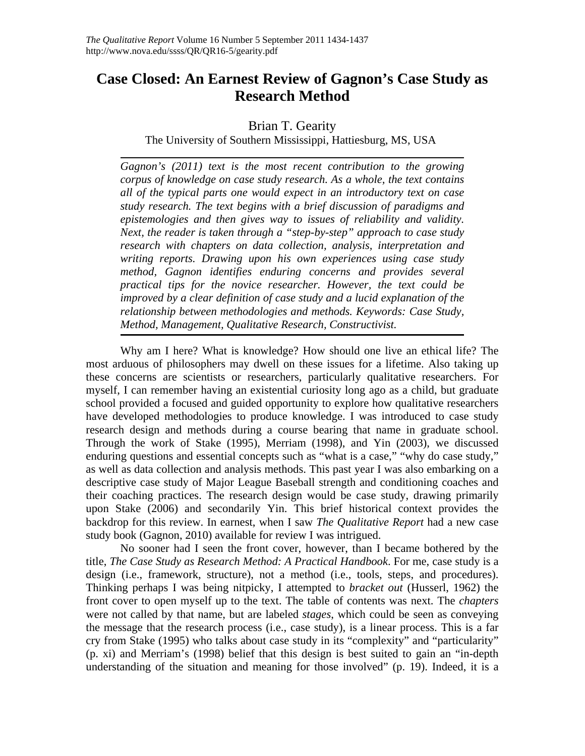# Case Closed: An Earnest Review of Gagnon's Case Study as Research Method

Brian T. Gearity

The University of Southern Mississippi, Hattiesburg, MS, USA

*Gagnon's (2011) text is the most recent contribution to the growing corpus of knowledge on case study research. As a whole, the text contains all of the typical parts one would expect in an introductory text on case study research. The text begins with a brief discussion of paradigms and epistemologies and then gives way to issues of reliability and validity. Next, the reader is taken through a "step-by-step" approach to case study research with chapters on data collection, analysis, interpretation and writing reports. Drawing upon his own experiences using case study method, Gagnon identifies enduring concerns and provides several practical tips for the novice researcher. However, the text could be improved by a clear definition of case study and a lucid explanation of the relationship between methodologies and methods. Keywords: Case Study, Method, Management, Qualitative Research, Constructivist.*

Why am I here? What is knowledge? How should one live an ethical life? The most arduous of philosophers may dwell on these issues for a lifetime. Also taking up these concerns are scientists or researchers, particularly qualitative researchers. For myself, I can remember having an existential curiosity long ago as a child, but graduate school provided a focused and guided opportunity to explore how qualitative researchers have developed methodologies to produce knowledge. I was introduced to case study research design and methods during a course bearing that name in graduate school. Through the work of Stake (1995), Merriam (1998), and Yin (2003), we discussed enduring questions and essential concepts such as "what is a case," "why do case study," as well as data collection and analysis methods. This past year I was also embarking on a descriptive case study of Major League Baseball strength and conditioning coaches and their coaching practices. The research design would be case study, drawing primarily upon Stake (2006) and secondarily Yin. This brief historical context provides the backdrop for this review. In earnest, when I saw *The Qualitative Report* had a new case study book (Gagnon, 2010) available for review I was intrigued.

No sooner had I seen the front cover, however, than I became bothered by the title, *The Case Study as Research Method: A Practical Handbook*. For me, case study is a design (i.e., framework, structure), not a method (i.e., tools, steps, and procedures). Thinking perhaps I was being nitpicky, I attempted to *bracket out* (Husserl, 1962) the front cover to open myself up to the text. The table of contents was next. The *chapters* were not called by that name, but are labeled *stages*, which could be seen as conveying the message that the research process (i.e., case study), is a linear process. This is a far cry from Stake (1995) who talks about case study in its "complexity" and "particularity" (p. xi) and Merriam's (1998) belief that this design is best suited to gain an "in-depth understanding of the situation and meaning for those involved" (p. 19). Indeed, it is a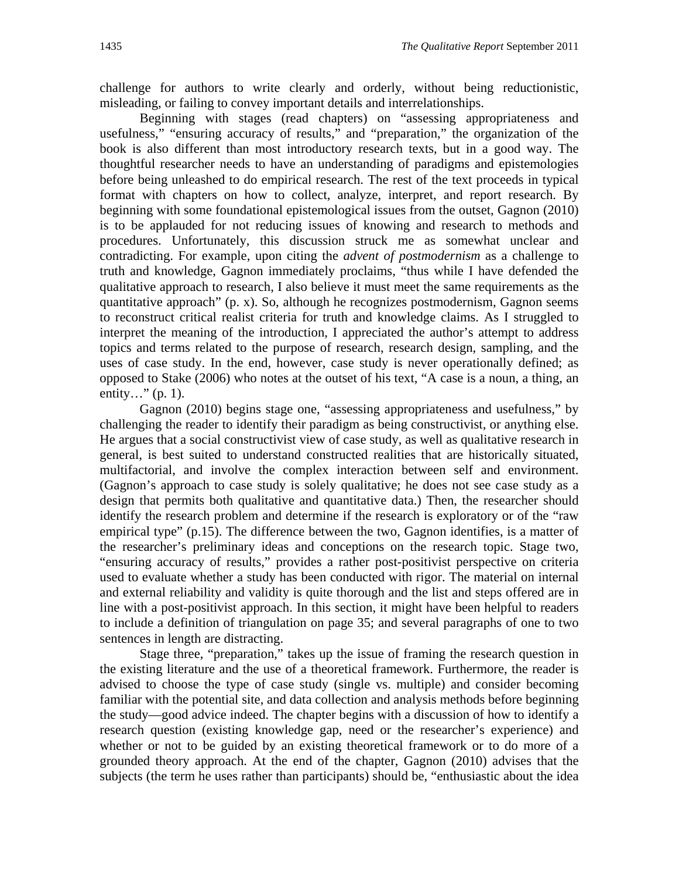challenge for authors to write clearly and orderly, without being reductionistic, misleading, or failing to convey important details and interrelationships.

Beginning with stages (read chapters) on "assessing appropriateness and usefulness," "ensuring accuracy of results," and "preparation," the organization of the book is also different than most introductory research texts, but in a good way. The thoughtful researcher needs to have an understanding of paradigms and epistemologies before being unleashed to do empirical research. The rest of the text proceeds in typical format with chapters on how to collect, analyze, interpret, and report research. By beginning with some foundational epistemological issues from the outset, Gagnon (2010) is to be applauded for not reducing issues of knowing and research to methods and procedures. Unfortunately, this discussion struck me as somewhat unclear and contradicting. For example, upon citing the *advent of postmodernism* as a challenge to truth and knowledge, Gagnon immediately proclaims, "thus while I have defended the qualitative approach to research, I also believe it must meet the same requirements as the quantitative approach" (p. x). So, although he recognizes postmodernism, Gagnon seems to reconstruct critical realist criteria for truth and knowledge claims. As I struggled to interpret the meaning of the introduction, I appreciated the author's attempt to address topics and terms related to the purpose of research, research design, sampling, and the uses of case study. In the end, however, case study is never operationally defined; as opposed to Stake (2006) who notes at the outset of his text, "A case is a noun, a thing, an entity…" (p. 1).

Gagnon (2010) begins stage one, "assessing appropriateness and usefulness," by challenging the reader to identify their paradigm as being constructivist, or anything else. He argues that a social constructivist view of case study, as well as qualitative research in general, is best suited to understand constructed realities that are historically situated, multifactorial, and involve the complex interaction between self and environment. (Gagnon's approach to case study is solely qualitative; he does not see case study as a design that permits both qualitative and quantitative data.) Then, the researcher should identify the research problem and determine if the research is exploratory or of the "raw empirical type" (p.15). The difference between the two, Gagnon identifies, is a matter of the researcher's preliminary ideas and conceptions on the research topic. Stage two, "ensuring accuracy of results," provides a rather post-positivist perspective on criteria used to evaluate whether a study has been conducted with rigor. The material on internal and external reliability and validity is quite thorough and the list and steps offered are in line with a post-positivist approach. In this section, it might have been helpful to readers to include a definition of triangulation on page 35; and several paragraphs of one to two sentences in length are distracting.

Stage three, "preparation," takes up the issue of framing the research question in the existing literature and the use of a theoretical framework. Furthermore, the reader is advised to choose the type of case study (single vs. multiple) and consider becoming familiar with the potential site, and data collection and analysis methods before beginning the study—good advice indeed. The chapter begins with a discussion of how to identify a research question (existing knowledge gap, need or the researcher's experience) and whether or not to be guided by an existing theoretical framework or to do more of a grounded theory approach. At the end of the chapter, Gagnon (2010) advises that the subjects (the term he uses rather than participants) should be, "enthusiastic about the idea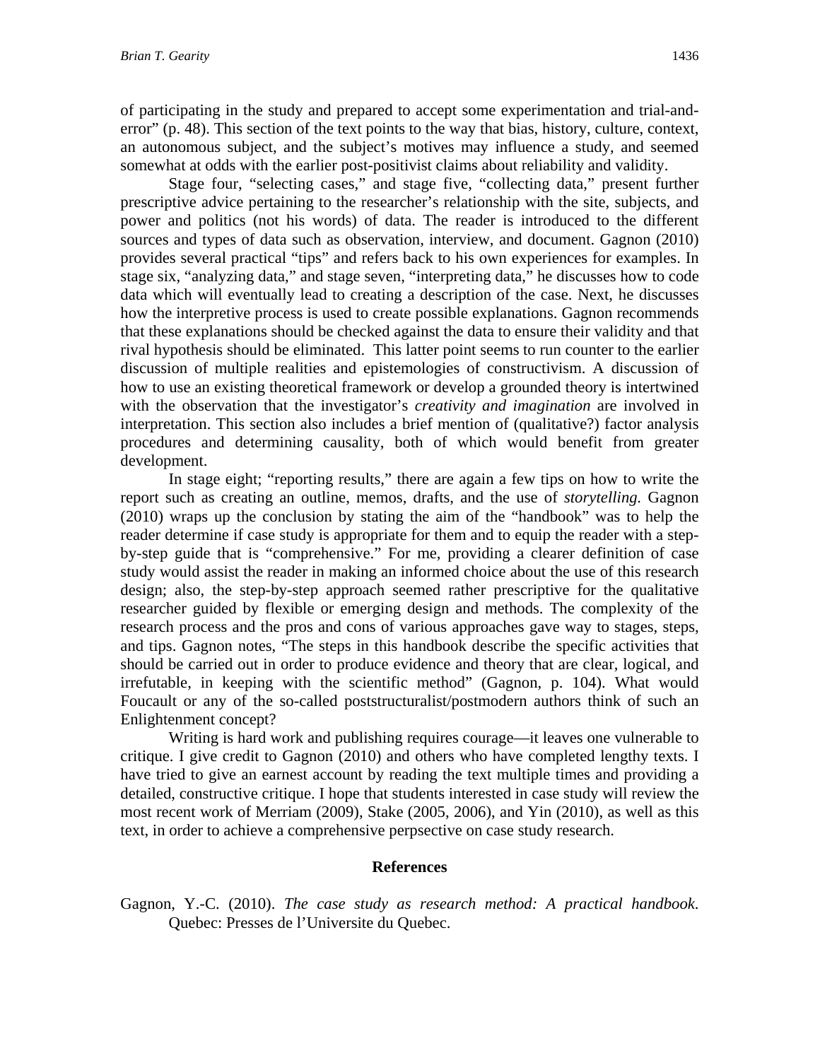of participating in the study and prepared to accept some experimentation and trial-and-error" (p. 48). This section of the text points to the way that bias, history, culture, context, an autonomous subject, and the subject's motives may influence a study, and seemed somewhat at odds with the earlier post-positivist claims about reliability and validity.

Stage four, "selecting cases," and stage five, "collecting data," present further prescriptive advice pertaining to the researcher's relationship with the site, subjects, and power and politics (not his words) of data. The reader is introduced to the different sources and types of data such as observation, interview, and document. Gagnon (2010) provides several practical "tips" and refers back to his own experiences for examples. In stage six, "analyzing data," and stage seven, "interpreting data," he discusses how to code data which will eventually lead to creating a description of the case. Next, he discusses how the interpretive process is used to create possible explanations. Gagnon recommends that these explanations should be checked against the data to ensure their validity and that rival hypothesis should be eliminated. This latter point seems to run counter to the earlier discussion of multiple realities and epistemologies of constructivism. A discussion of how to use an existing theoretical framework or develop a grounded theory is intertwined with the observation that the investigator's *creativity and imagination* are involved in interpretation. This section also includes a brief mention of (qualitative?) factor analysis procedures and determining causality, both of which would benefit from greater development.

In stage eight; "reporting results," there are again a few tips on how to write the report such as creating an outline, memos, drafts, and the use of *storytelling.* Gagnon (2010) wraps up the conclusion by stating the aim of the "handbook" was to help the reader determine if case study is appropriate for them and to equip the reader with a step-by-step guide that is "comprehensive." For me, providing a clearer definition of case study would assist the reader in making an informed choice about the use of this research design; also, the step-by-step approach seemed rather prescriptive for the qualitative researcher guided by flexible or emerging design and methods. The complexity of the research process and the pros and cons of various approaches gave way to stages, steps, and tips. Gagnon notes, "The steps in this handbook describe the specific activities that should be carried out in order to produce evidence and theory that are clear, logical, and irrefutable, in keeping with the scientific method" (Gagnon, p. 104). What would Foucault or any of the so-called poststructuralist/postmodern authors think of such an Enlightenment concept?

Writing is hard work and publishing requires courage—it leaves one vulnerable to critique. I give credit to Gagnon (2010) and others who have completed lengthy texts. I have tried to give an earnest account by reading the text multiple times and providing a detailed, constructive critique. I hope that students interested in case study will review the most recent work of Merriam (2009), Stake (2005, 2006), and Yin (2010), as well as this text, in order to achieve a comprehensive perpsective on case study research.

## References

Gagnon, Y.-C. (2010). *The case study as research method: A practical handbook*. Quebec: Presses de l'Universite du Quebec.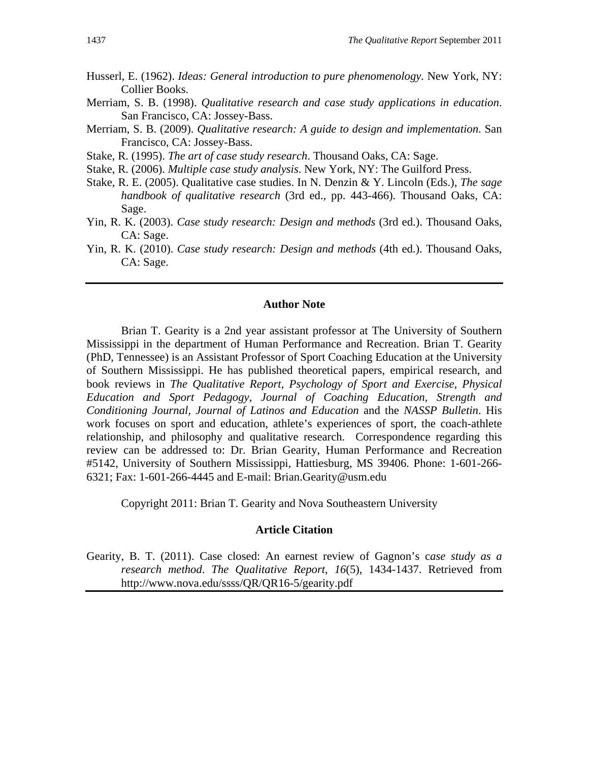Husserl, E. (1962). *Ideas: General introduction to pure phenomenology*. New York, NY: Collier Books.

Merriam, S. B. (1998). *Qualitative research and case study applications in education*. San Francisco, CA: Jossey-Bass.

Merriam, S. B. (2009). *Qualitative research: A guide to design and implementation*. San Francisco, CA: Jossey-Bass.

Stake, R. (1995). *The art of case study research*. Thousand Oaks, CA: Sage.

Stake, R. (2006). *Multiple case study analysis*. New York, NY: The Guilford Press.

Stake, R. E. (2005). Qualitative case studies. In N. Denzin & Y. Lincoln (Eds.), *The sage handbook of qualitative research* (3rd ed., pp. 443-466). Thousand Oaks, CA: Sage.

Yin, R. K. (2003). *Case study research: Design and methods* (3rd ed.). Thousand Oaks, CA: Sage.

Yin, R. K. (2010). *Case study research: Design and methods* (4th ed.). Thousand Oaks, CA: Sage.

---

## Author Note

Brian T. Gearity is a 2nd year assistant professor at The University of Southern Mississippi in the department of Human Performance and Recreation. Brian T. Gearity (PhD, Tennessee) is an Assistant Professor of Sport Coaching Education at the University of Southern Mississippi. He has published theoretical papers, empirical research, and book reviews in *The Qualitative Report, Psychology of Sport and Exercise, Physical Education and Sport Pedagogy, Journal of Coaching Education, Strength and Conditioning Journal, Journal of Latinos and Education* and the *NASSP Bulletin*. His work focuses on sport and education, athlete's experiences of sport, the coach-athlete relationship, and philosophy and qualitative research. Correspondence regarding this review can be addressed to: Dr. Brian Gearity, Human Performance and Recreation #5142, University of Southern Mississippi, Hattiesburg, MS 39406. Phone: 1-601-266-6321; Fax: 1-601-266-4445 and E-mail: Brian.Gearity@usm.edu

Copyright 2011: Brian T. Gearity and Nova Southeastern University

## Article Citation

Gearity, B. T. (2011). Case closed: An earnest review of Gagnon's c*ase study as a research method*. *The Qualitative Report*, *16*(5), 1434-1437. Retrieved from http://www.nova.edu/ssss/QR/QR16-5/gearity.pdf